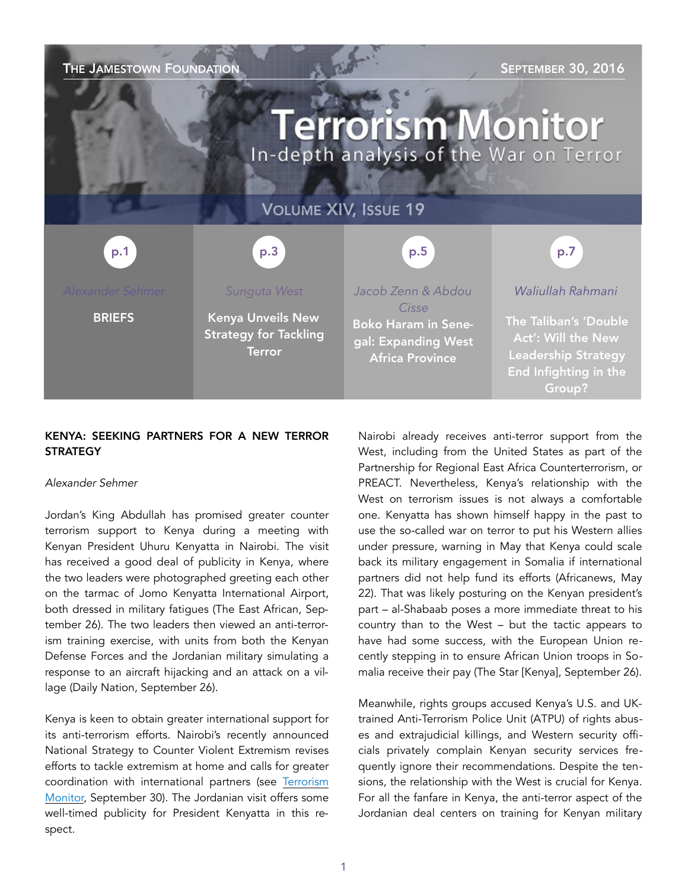THE JAMESTOWN FOUNDATION — SEPTEMBER 30, 2016

# Terrorism Monitor

In-depth analysis of the War on Terror

VOLUME XIV, ISSUE 19

| p.1 | p.3 | p.5 | p.7 |
|---|---|---|---|
| *Alexander Sehmer* | *Sunguta West* | *Jacob Zenn & Abdou Cisse* | *Waliullah Rahmani* |
| **BRIEFS** | **Kenya Unveils New Strategy for Tackling Terror** | **Boko Haram in Senegal: Expanding West Africa Province** | **The Taliban's 'Double Act': Will the New Leadership Strategy End Infighting in the Group?** |

## KENYA: SEEKING PARTNERS FOR A NEW TERROR STRATEGY

*Alexander Sehmer*

Jordan's King Abdullah has promised greater counter terrorism support to Kenya during a meeting with Kenyan President Uhuru Kenyatta in Nairobi. The visit has received a good deal of publicity in Kenya, where the two leaders were photographed greeting each other on the tarmac of Jomo Kenyatta International Airport, both dressed in military fatigues (The East African, September 26). The two leaders then viewed an anti-terrorism training exercise, with units from both the Kenyan Defense Forces and the Jordanian military simulating a response to an aircraft hijacking and an attack on a village (Daily Nation, September 26).

Kenya is keen to obtain greater international support for its anti-terrorism efforts. Nairobi's recently announced National Strategy to Counter Violent Extremism revises efforts to tackle extremism at home and calls for greater coordination with international partners (see Terrorism Monitor, September 30). The Jordanian visit offers some well-timed publicity for President Kenyatta in this respect.

Nairobi already receives anti-terror support from the West, including from the United States as part of the Partnership for Regional East Africa Counterterrorism, or PREACT. Nevertheless, Kenya's relationship with the West on terrorism issues is not always a comfortable one. Kenyatta has shown himself happy in the past to use the so-called war on terror to put his Western allies under pressure, warning in May that Kenya could scale back its military engagement in Somalia if international partners did not help fund its efforts (Africanews, May 22). That was likely posturing on the Kenyan president's part – al-Shabaab poses a more immediate threat to his country than to the West – but the tactic appears to have had some success, with the European Union recently stepping in to ensure African Union troops in Somalia receive their pay (The Star [Kenya], September 26).

Meanwhile, rights groups accused Kenya's U.S. and UK-trained Anti-Terrorism Police Unit (ATPU) of rights abuses and extrajudicial killings, and Western security officials privately complain Kenyan security services frequently ignore their recommendations. Despite the tensions, the relationship with the West is crucial for Kenya. For all the fanfare in Kenya, the anti-terror aspect of the Jordanian deal centers on training for Kenyan military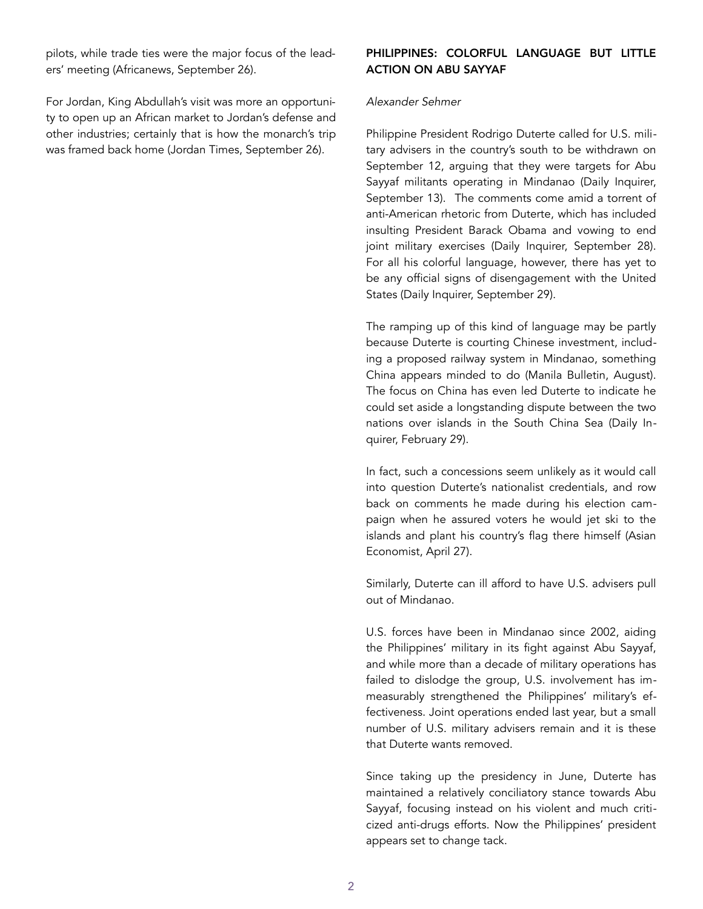pilots, while trade ties were the major focus of the leaders' meeting (Africanews, September 26).

For Jordan, King Abdullah's visit was more an opportunity to open up an African market to Jordan's defense and other industries; certainly that is how the monarch's trip was framed back home (Jordan Times, September 26).

## PHILIPPINES: COLORFUL LANGUAGE BUT LITTLE ACTION ON ABU SAYYAF

*Alexander Sehmer*

Philippine President Rodrigo Duterte called for U.S. military advisers in the country's south to be withdrawn on September 12, arguing that they were targets for Abu Sayyaf militants operating in Mindanao (Daily Inquirer, September 13). The comments come amid a torrent of anti-American rhetoric from Duterte, which has included insulting President Barack Obama and vowing to end joint military exercises (Daily Inquirer, September 28). For all his colorful language, however, there has yet to be any official signs of disengagement with the United States (Daily Inquirer, September 29).

The ramping up of this kind of language may be partly because Duterte is courting Chinese investment, including a proposed railway system in Mindanao, something China appears minded to do (Manila Bulletin, August). The focus on China has even led Duterte to indicate he could set aside a longstanding dispute between the two nations over islands in the South China Sea (Daily Inquirer, February 29).

In fact, such a concessions seem unlikely as it would call into question Duterte's nationalist credentials, and row back on comments he made during his election campaign when he assured voters he would jet ski to the islands and plant his country's flag there himself (Asian Economist, April 27).

Similarly, Duterte can ill afford to have U.S. advisers pull out of Mindanao.

U.S. forces have been in Mindanao since 2002, aiding the Philippines' military in its fight against Abu Sayyaf, and while more than a decade of military operations has failed to dislodge the group, U.S. involvement has immeasurably strengthened the Philippines' military's effectiveness. Joint operations ended last year, but a small number of U.S. military advisers remain and it is these that Duterte wants removed.

Since taking up the presidency in June, Duterte has maintained a relatively conciliatory stance towards Abu Sayyaf, focusing instead on his violent and much criticized anti-drugs efforts. Now the Philippines' president appears set to change tack.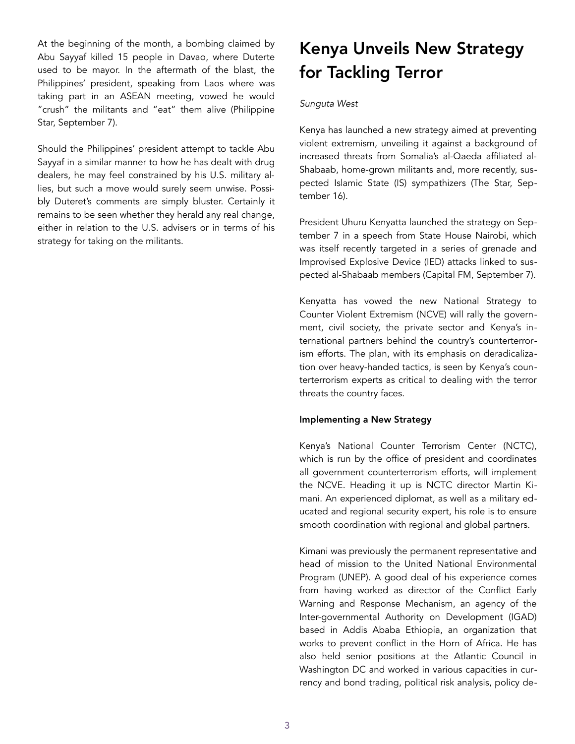At the beginning of the month, a bombing claimed by Abu Sayyaf killed 15 people in Davao, where Duterte used to be mayor. In the aftermath of the blast, the Philippines' president, speaking from Laos where was taking part in an ASEAN meeting, vowed he would "crush" the militants and "eat" them alive (Philippine Star, September 7).

Should the Philippines' president attempt to tackle Abu Sayyaf in a similar manner to how he has dealt with drug dealers, he may feel constrained by his U.S. military allies, but such a move would surely seem unwise. Possibly Duteret's comments are simply bluster. Certainly it remains to be seen whether they herald any real change, either in relation to the U.S. advisers or in terms of his strategy for taking on the militants.

# Kenya Unveils New Strategy for Tackling Terror

*Sunguta West*

Kenya has launched a new strategy aimed at preventing violent extremism, unveiling it against a background of increased threats from Somalia's al-Qaeda affiliated al-Shabaab, home-grown militants and, more recently, suspected Islamic State (IS) sympathizers (The Star, September 16).

President Uhuru Kenyatta launched the strategy on September 7 in a speech from State House Nairobi, which was itself recently targeted in a series of grenade and Improvised Explosive Device (IED) attacks linked to suspected al-Shabaab members (Capital FM, September 7).

Kenyatta has vowed the new National Strategy to Counter Violent Extremism (NCVE) will rally the government, civil society, the private sector and Kenya's international partners behind the country's counterterrorism efforts. The plan, with its emphasis on deradicalization over heavy-handed tactics, is seen by Kenya's counterterrorism experts as critical to dealing with the terror threats the country faces.

### Implementing a New Strategy

Kenya's National Counter Terrorism Center (NCTC), which is run by the office of president and coordinates all government counterterrorism efforts, will implement the NCVE. Heading it up is NCTC director Martin Kimani. An experienced diplomat, as well as a military educated and regional security expert, his role is to ensure smooth coordination with regional and global partners.

Kimani was previously the permanent representative and head of mission to the United National Environmental Program (UNEP). A good deal of his experience comes from having worked as director of the Conflict Early Warning and Response Mechanism, an agency of the Inter-governmental Authority on Development (IGAD) based in Addis Ababa Ethiopia, an organization that works to prevent conflict in the Horn of Africa. He has also held senior positions at the Atlantic Council in Washington DC and worked in various capacities in currency and bond trading, political risk analysis, policy de-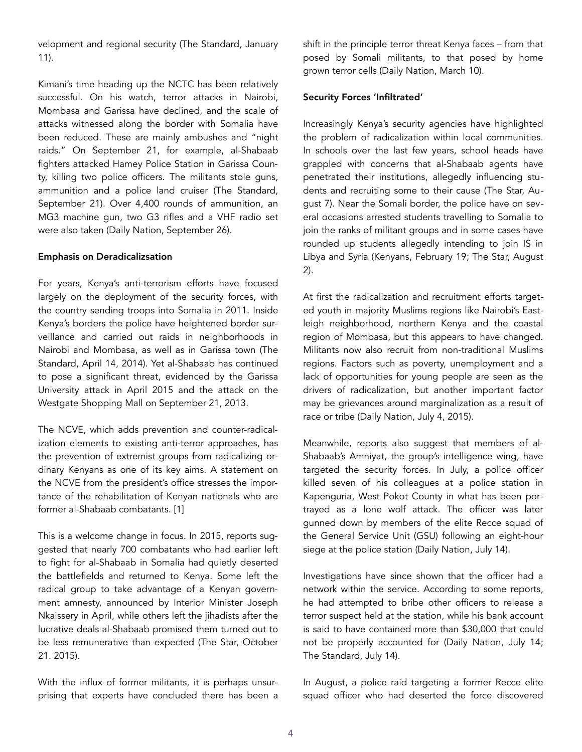velopment and regional security (The Standard, January 11).

Kimani's time heading up the NCTC has been relatively successful. On his watch, terror attacks in Nairobi, Mombasa and Garissa have declined, and the scale of attacks witnessed along the border with Somalia have been reduced. These are mainly ambushes and "night raids." On September 21, for example, al-Shabaab fighters attacked Hamey Police Station in Garissa County, killing two police officers. The militants stole guns, ammunition and a police land cruiser (The Standard, September 21). Over 4,400 rounds of ammunition, an MG3 machine gun, two G3 rifles and a VHF radio set were also taken (Daily Nation, September 26).

**Emphasis on Deradicalizsation**

For years, Kenya's anti-terrorism efforts have focused largely on the deployment of the security forces, with the country sending troops into Somalia in 2011. Inside Kenya's borders the police have heightened border surveillance and carried out raids in neighborhoods in Nairobi and Mombasa, as well as in Garissa town (The Standard, April 14, 2014). Yet al-Shabaab has continued to pose a significant threat, evidenced by the Garissa University attack in April 2015 and the attack on the Westgate Shopping Mall on September 21, 2013.

The NCVE, which adds prevention and counter-radicalization elements to existing anti-terror approaches, has the prevention of extremist groups from radicalizing ordinary Kenyans as one of its key aims. A statement on the NCVE from the president's office stresses the importance of the rehabilitation of Kenyan nationals who are former al-Shabaab combatants. [1]

This is a welcome change in focus. In 2015, reports suggested that nearly 700 combatants who had earlier left to fight for al-Shabaab in Somalia had quietly deserted the battlefields and returned to Kenya. Some left the radical group to take advantage of a Kenyan government amnesty, announced by Interior Minister Joseph Nkaissery in April, while others left the jihadists after the lucrative deals al-Shabaab promised them turned out to be less remunerative than expected (The Star, October 21. 2015).

With the influx of former militants, it is perhaps unsurprising that experts have concluded there has been a shift in the principle terror threat Kenya faces – from that posed by Somali militants, to that posed by home grown terror cells (Daily Nation, March 10).

**Security Forces 'Infiltrated'**

Increasingly Kenya's security agencies have highlighted the problem of radicalization within local communities. In schools over the last few years, school heads have grappled with concerns that al-Shabaab agents have penetrated their institutions, allegedly influencing students and recruiting some to their cause (The Star, August 7). Near the Somali border, the police have on several occasions arrested students travelling to Somalia to join the ranks of militant groups and in some cases have rounded up students allegedly intending to join IS in Libya and Syria (Kenyans, February 19; The Star, August 2).

At first the radicalization and recruitment efforts targeted youth in majority Muslims regions like Nairobi's Eastleigh neighborhood, northern Kenya and the coastal region of Mombasa, but this appears to have changed. Militants now also recruit from non-traditional Muslims regions. Factors such as poverty, unemployment and a lack of opportunities for young people are seen as the drivers of radicalization, but another important factor may be grievances around marginalization as a result of race or tribe (Daily Nation, July 4, 2015).

Meanwhile, reports also suggest that members of al-Shabaab's Amniyat, the group's intelligence wing, have targeted the security forces. In July, a police officer killed seven of his colleagues at a police station in Kapenguria, West Pokot County in what has been portrayed as a lone wolf attack. The officer was later gunned down by members of the elite Recce squad of the General Service Unit (GSU) following an eight-hour siege at the police station (Daily Nation, July 14).

Investigations have since shown that the officer had a network within the service. According to some reports, he had attempted to bribe other officers to release a terror suspect held at the station, while his bank account is said to have contained more than $30,000 that could not be properly accounted for (Daily Nation, July 14; The Standard, July 14).

In August, a police raid targeting a former Recce elite squad officer who had deserted the force discovered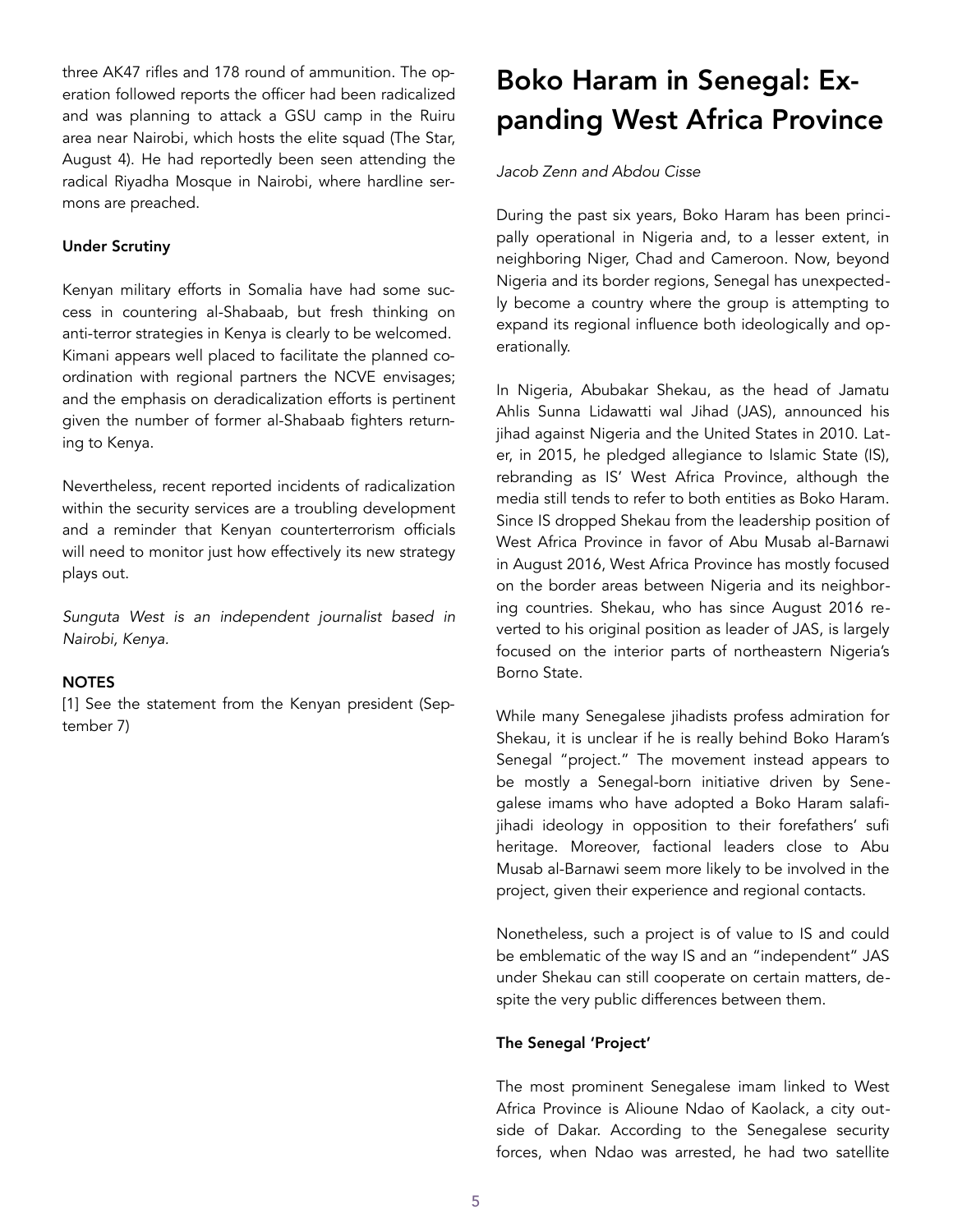three AK47 rifles and 178 round of ammunition. The operation followed reports the officer had been radicalized and was planning to attack a GSU camp in the Ruiru area near Nairobi, which hosts the elite squad (The Star, August 4). He had reportedly been seen attending the radical Riyadha Mosque in Nairobi, where hardline sermons are preached.

**Under Scrutiny**

Kenyan military efforts in Somalia have had some success in countering al-Shabaab, but fresh thinking on anti-terror strategies in Kenya is clearly to be welcomed. Kimani appears well placed to facilitate the planned coordination with regional partners the NCVE envisages; and the emphasis on deradicalization efforts is pertinent given the number of former al-Shabaab fighters returning to Kenya.

Nevertheless, recent reported incidents of radicalization within the security services are a troubling development and a reminder that Kenyan counterterrorism officials will need to monitor just how effectively its new strategy plays out.

*Sunguta West is an independent journalist based in Nairobi, Kenya.*

**NOTES**

[1] See the statement from the Kenyan president (September 7)

# Boko Haram in Senegal: Expanding West Africa Province

*Jacob Zenn and Abdou Cisse*

During the past six years, Boko Haram has been principally operational in Nigeria and, to a lesser extent, in neighboring Niger, Chad and Cameroon. Now, beyond Nigeria and its border regions, Senegal has unexpectedly become a country where the group is attempting to expand its regional influence both ideologically and operationally.

In Nigeria, Abubakar Shekau, as the head of Jamatu Ahlis Sunna Lidawatti wal Jihad (JAS), announced his jihad against Nigeria and the United States in 2010. Later, in 2015, he pledged allegiance to Islamic State (IS), rebranding as IS' West Africa Province, although the media still tends to refer to both entities as Boko Haram. Since IS dropped Shekau from the leadership position of West Africa Province in favor of Abu Musab al-Barnawi in August 2016, West Africa Province has mostly focused on the border areas between Nigeria and its neighboring countries. Shekau, who has since August 2016 reverted to his original position as leader of JAS, is largely focused on the interior parts of northeastern Nigeria's Borno State.

While many Senegalese jihadists profess admiration for Shekau, it is unclear if he is really behind Boko Haram's Senegal "project." The movement instead appears to be mostly a Senegal-born initiative driven by Senegalese imams who have adopted a Boko Haram salafi-jihadi ideology in opposition to their forefathers' sufi heritage. Moreover, factional leaders close to Abu Musab al-Barnawi seem more likely to be involved in the project, given their experience and regional contacts.

Nonetheless, such a project is of value to IS and could be emblematic of the way IS and an "independent" JAS under Shekau can still cooperate on certain matters, despite the very public differences between them.

**The Senegal 'Project'**

The most prominent Senegalese imam linked to West Africa Province is Alioune Ndao of Kaolack, a city outside of Dakar. According to the Senegalese security forces, when Ndao was arrested, he had two satellite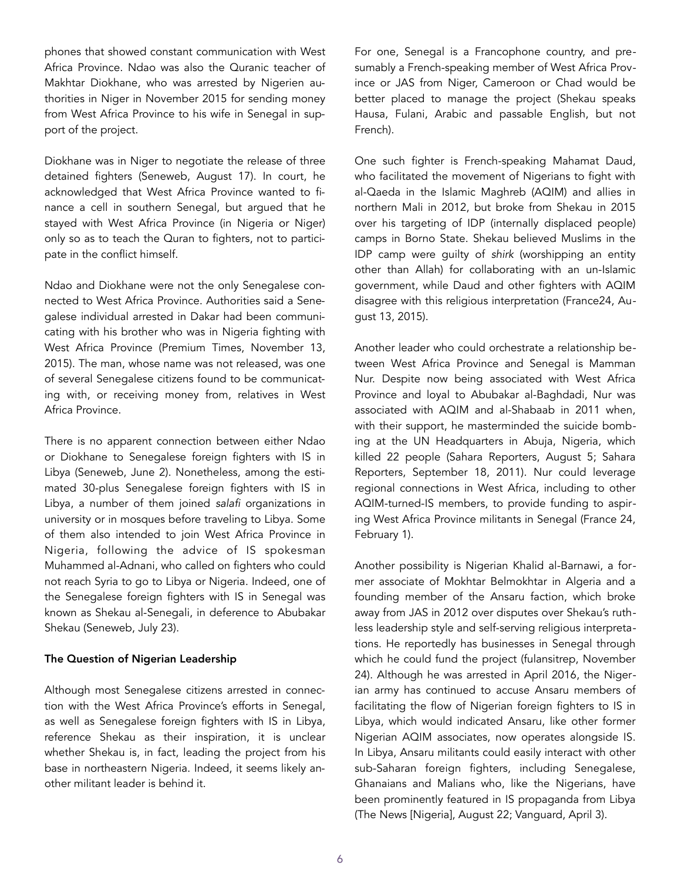phones that showed constant communication with West Africa Province. Ndao was also the Quranic teacher of Makhtar Diokhane, who was arrested by Nigerien authorities in Niger in November 2015 for sending money from West Africa Province to his wife in Senegal in support of the project.

Diokhane was in Niger to negotiate the release of three detained fighters (Seneweb, August 17). In court, he acknowledged that West Africa Province wanted to finance a cell in southern Senegal, but argued that he stayed with West Africa Province (in Nigeria or Niger) only so as to teach the Quran to fighters, not to participate in the conflict himself.

Ndao and Diokhane were not the only Senegalese connected to West Africa Province. Authorities said a Senegalese individual arrested in Dakar had been communicating with his brother who was in Nigeria fighting with West Africa Province (Premium Times, November 13, 2015). The man, whose name was not released, was one of several Senegalese citizens found to be communicating with, or receiving money from, relatives in West Africa Province.

There is no apparent connection between either Ndao or Diokhane to Senegalese foreign fighters with IS in Libya (Seneweb, June 2). Nonetheless, among the estimated 30-plus Senegalese foreign fighters with IS in Libya, a number of them joined *salafi* organizations in university or in mosques before traveling to Libya. Some of them also intended to join West Africa Province in Nigeria, following the advice of IS spokesman Muhammed al-Adnani, who called on fighters who could not reach Syria to go to Libya or Nigeria. Indeed, one of the Senegalese foreign fighters with IS in Senegal was known as Shekau al-Senegali, in deference to Abubakar Shekau (Seneweb, July 23).

**The Question of Nigerian Leadership**

Although most Senegalese citizens arrested in connection with the West Africa Province's efforts in Senegal, as well as Senegalese foreign fighters with IS in Libya, reference Shekau as their inspiration, it is unclear whether Shekau is, in fact, leading the project from his base in northeastern Nigeria. Indeed, it seems likely another militant leader is behind it.

For one, Senegal is a Francophone country, and presumably a French-speaking member of West Africa Province or JAS from Niger, Cameroon or Chad would be better placed to manage the project (Shekau speaks Hausa, Fulani, Arabic and passable English, but not French).

One such fighter is French-speaking Mahamat Daud, who facilitated the movement of Nigerians to fight with al-Qaeda in the Islamic Maghreb (AQIM) and allies in northern Mali in 2012, but broke from Shekau in 2015 over his targeting of IDP (internally displaced people) camps in Borno State. Shekau believed Muslims in the IDP camp were guilty of *shirk* (worshipping an entity other than Allah) for collaborating with an un-Islamic government, while Daud and other fighters with AQIM disagree with this religious interpretation (France24, August 13, 2015).

Another leader who could orchestrate a relationship between West Africa Province and Senegal is Mamman Nur. Despite now being associated with West Africa Province and loyal to Abubakar al-Baghdadi, Nur was associated with AQIM and al-Shabaab in 2011 when, with their support, he masterminded the suicide bombing at the UN Headquarters in Abuja, Nigeria, which killed 22 people (Sahara Reporters, August 5; Sahara Reporters, September 18, 2011). Nur could leverage regional connections in West Africa, including to other AQIM-turned-IS members, to provide funding to aspiring West Africa Province militants in Senegal (France 24, February 1).

Another possibility is Nigerian Khalid al-Barnawi, a former associate of Mokhtar Belmokhtar in Algeria and a founding member of the Ansaru faction, which broke away from JAS in 2012 over disputes over Shekau's ruthless leadership style and self-serving religious interpretations. He reportedly has businesses in Senegal through which he could fund the project (fulansitrep, November 24). Although he was arrested in April 2016, the Nigerian army has continued to accuse Ansaru members of facilitating the flow of Nigerian foreign fighters to IS in Libya, which would indicated Ansaru, like other former Nigerian AQIM associates, now operates alongside IS. In Libya, Ansaru militants could easily interact with other sub-Saharan foreign fighters, including Senegalese, Ghanaians and Malians who, like the Nigerians, have been prominently featured in IS propaganda from Libya (The News [Nigeria], August 22; Vanguard, April 3).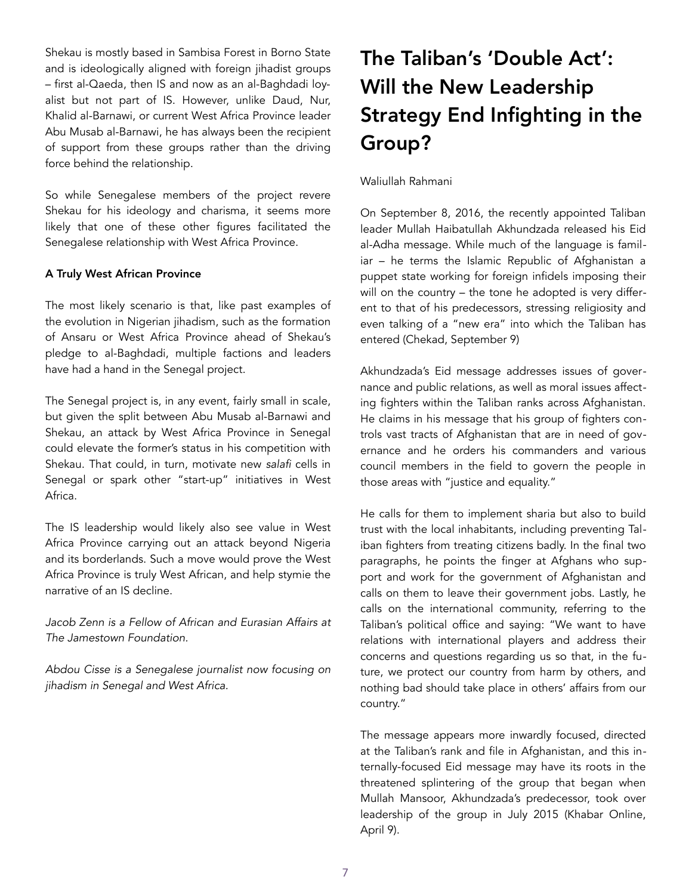Shekau is mostly based in Sambisa Forest in Borno State and is ideologically aligned with foreign jihadist groups – first al-Qaeda, then IS and now as an al-Baghdadi loyalist but not part of IS. However, unlike Daud, Nur, Khalid al-Barnawi, or current West Africa Province leader Abu Musab al-Barnawi, he has always been the recipient of support from these groups rather than the driving force behind the relationship.

So while Senegalese members of the project revere Shekau for his ideology and charisma, it seems more likely that one of these other figures facilitated the Senegalese relationship with West Africa Province.

**A Truly West African Province**

The most likely scenario is that, like past examples of the evolution in Nigerian jihadism, such as the formation of Ansaru or West Africa Province ahead of Shekau's pledge to al-Baghdadi, multiple factions and leaders have had a hand in the Senegal project.

The Senegal project is, in any event, fairly small in scale, but given the split between Abu Musab al-Barnawi and Shekau, an attack by West Africa Province in Senegal could elevate the former's status in his competition with Shekau. That could, in turn, motivate new *salafi* cells in Senegal or spark other "start-up" initiatives in West Africa.

The IS leadership would likely also see value in West Africa Province carrying out an attack beyond Nigeria and its borderlands. Such a move would prove the West Africa Province is truly West African, and help stymie the narrative of an IS decline.

*Jacob Zenn is a Fellow of African and Eurasian Affairs at The Jamestown Foundation.*

*Abdou Cisse is a Senegalese journalist now focusing on jihadism in Senegal and West Africa.*

# The Taliban's 'Double Act': Will the New Leadership Strategy End Infighting in the Group?

Waliullah Rahmani

On September 8, 2016, the recently appointed Taliban leader Mullah Haibatullah Akhundzada released his Eid al-Adha message. While much of the language is familiar – he terms the Islamic Republic of Afghanistan a puppet state working for foreign infidels imposing their will on the country – the tone he adopted is very different to that of his predecessors, stressing religiosity and even talking of a "new era" into which the Taliban has entered (Chekad, September 9)

Akhundzada's Eid message addresses issues of governance and public relations, as well as moral issues affecting fighters within the Taliban ranks across Afghanistan. He claims in his message that his group of fighters controls vast tracts of Afghanistan that are in need of governance and he orders his commanders and various council members in the field to govern the people in those areas with "justice and equality."

He calls for them to implement sharia but also to build trust with the local inhabitants, including preventing Taliban fighters from treating citizens badly. In the final two paragraphs, he points the finger at Afghans who support and work for the government of Afghanistan and calls on them to leave their government jobs. Lastly, he calls on the international community, referring to the Taliban's political office and saying: "We want to have relations with international players and address their concerns and questions regarding us so that, in the future, we protect our country from harm by others, and nothing bad should take place in others' affairs from our country."

The message appears more inwardly focused, directed at the Taliban's rank and file in Afghanistan, and this internally-focused Eid message may have its roots in the threatened splintering of the group that began when Mullah Mansoor, Akhundzada's predecessor, took over leadership of the group in July 2015 (Khabar Online, April 9).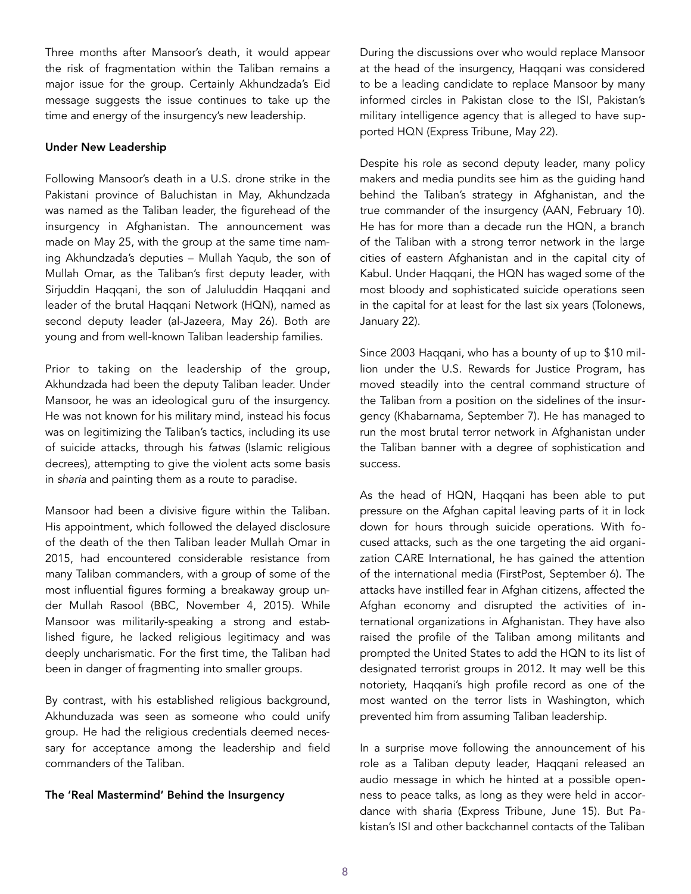Three months after Mansoor's death, it would appear the risk of fragmentation within the Taliban remains a major issue for the group. Certainly Akhundzada's Eid message suggests the issue continues to take up the time and energy of the insurgency's new leadership.

#### Under New Leadership

Following Mansoor's death in a U.S. drone strike in the Pakistani province of Baluchistan in May, Akhundzada was named as the Taliban leader, the figurehead of the insurgency in Afghanistan. The announcement was made on May 25, with the group at the same time naming Akhundzada's deputies – Mullah Yaqub, the son of Mullah Omar, as the Taliban's first deputy leader, with Sirjuddin Haqqani, the son of Jaluluddin Haqqani and leader of the brutal Haqqani Network (HQN), named as second deputy leader (al-Jazeera, May 26). Both are young and from well-known Taliban leadership families.

Prior to taking on the leadership of the group, Akhundzada had been the deputy Taliban leader. Under Mansoor, he was an ideological guru of the insurgency. He was not known for his military mind, instead his focus was on legitimizing the Taliban's tactics, including its use of suicide attacks, through his *fatwas* (Islamic religious decrees), attempting to give the violent acts some basis in *sharia* and painting them as a route to paradise.

Mansoor had been a divisive figure within the Taliban. His appointment, which followed the delayed disclosure of the death of the then Taliban leader Mullah Omar in 2015, had encountered considerable resistance from many Taliban commanders, with a group of some of the most influential figures forming a breakaway group under Mullah Rasool (BBC, November 4, 2015). While Mansoor was militarily-speaking a strong and established figure, he lacked religious legitimacy and was deeply uncharismatic. For the first time, the Taliban had been in danger of fragmenting into smaller groups.

By contrast, with his established religious background, Akhunduzada was seen as someone who could unify group. He had the religious credentials deemed necessary for acceptance among the leadership and field commanders of the Taliban.

#### The 'Real Mastermind' Behind the Insurgency

During the discussions over who would replace Mansoor at the head of the insurgency, Haqqani was considered to be a leading candidate to replace Mansoor by many informed circles in Pakistan close to the ISI, Pakistan's military intelligence agency that is alleged to have supported HQN (Express Tribune, May 22).

Despite his role as second deputy leader, many policy makers and media pundits see him as the guiding hand behind the Taliban's strategy in Afghanistan, and the true commander of the insurgency (AAN, February 10). He has for more than a decade run the HQN, a branch of the Taliban with a strong terror network in the large cities of eastern Afghanistan and in the capital city of Kabul. Under Haqqani, the HQN has waged some of the most bloody and sophisticated suicide operations seen in the capital for at least for the last six years (Tolonews, January 22).

Since 2003 Haqqani, who has a bounty of up to $10 million under the U.S. Rewards for Justice Program, has moved steadily into the central command structure of the Taliban from a position on the sidelines of the insurgency (Khabarnama, September 7). He has managed to run the most brutal terror network in Afghanistan under the Taliban banner with a degree of sophistication and success.

As the head of HQN, Haqqani has been able to put pressure on the Afghan capital leaving parts of it in lock down for hours through suicide operations. With focused attacks, such as the one targeting the aid organization CARE International, he has gained the attention of the international media (FirstPost, September 6). The attacks have instilled fear in Afghan citizens, affected the Afghan economy and disrupted the activities of international organizations in Afghanistan. They have also raised the profile of the Taliban among militants and prompted the United States to add the HQN to its list of designated terrorist groups in 2012. It may well be this notoriety, Haqqani's high profile record as one of the most wanted on the terror lists in Washington, which prevented him from assuming Taliban leadership.

In a surprise move following the announcement of his role as a Taliban deputy leader, Haqqani released an audio message in which he hinted at a possible openness to peace talks, as long as they were held in accordance with sharia (Express Tribune, June 15). But Pakistan's ISI and other backchannel contacts of the Taliban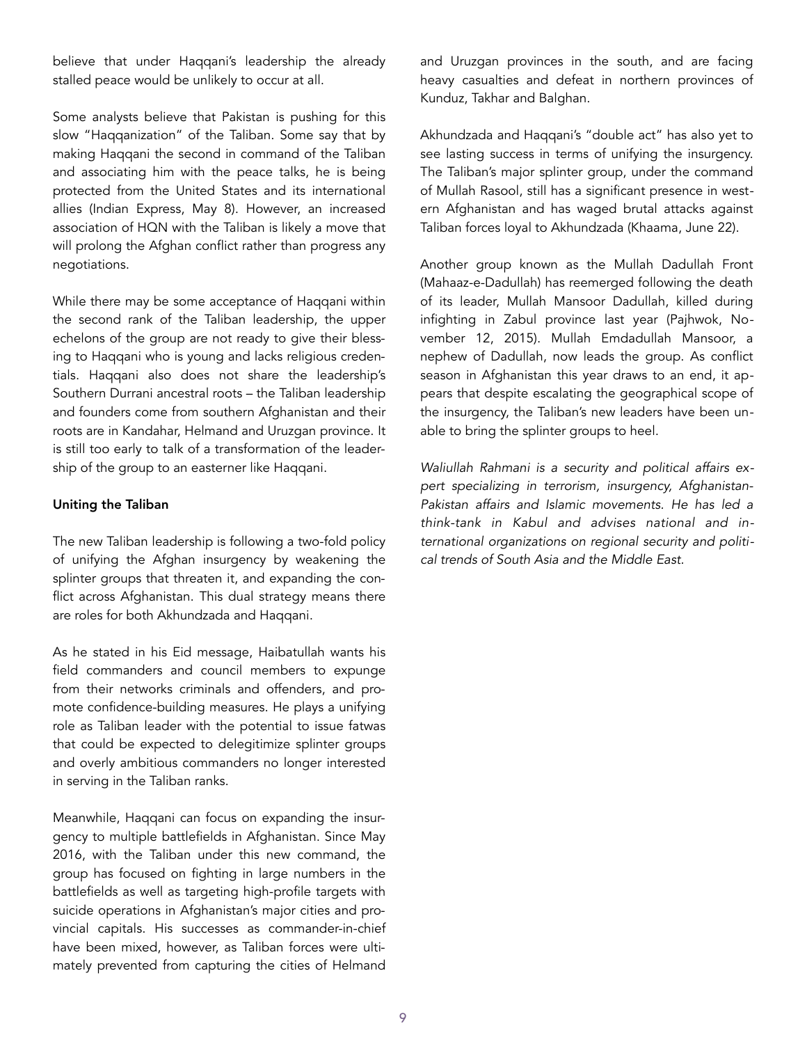believe that under Haqqani's leadership the already stalled peace would be unlikely to occur at all.

Some analysts believe that Pakistan is pushing for this slow "Haqqanization" of the Taliban. Some say that by making Haqqani the second in command of the Taliban and associating him with the peace talks, he is being protected from the United States and its international allies (Indian Express, May 8). However, an increased association of HQN with the Taliban is likely a move that will prolong the Afghan conflict rather than progress any negotiations.

While there may be some acceptance of Haqqani within the second rank of the Taliban leadership, the upper echelons of the group are not ready to give their blessing to Haqqani who is young and lacks religious credentials. Haqqani also does not share the leadership's Southern Durrani ancestral roots – the Taliban leadership and founders come from southern Afghanistan and their roots are in Kandahar, Helmand and Uruzgan province. It is still too early to talk of a transformation of the leadership of the group to an easterner like Haqqani.

**Uniting the Taliban**

The new Taliban leadership is following a two-fold policy of unifying the Afghan insurgency by weakening the splinter groups that threaten it, and expanding the conflict across Afghanistan. This dual strategy means there are roles for both Akhundzada and Haqqani.

As he stated in his Eid message, Haibatullah wants his field commanders and council members to expunge from their networks criminals and offenders, and promote confidence-building measures. He plays a unifying role as Taliban leader with the potential to issue fatwas that could be expected to delegitimize splinter groups and overly ambitious commanders no longer interested in serving in the Taliban ranks.

Meanwhile, Haqqani can focus on expanding the insurgency to multiple battlefields in Afghanistan. Since May 2016, with the Taliban under this new command, the group has focused on fighting in large numbers in the battlefields as well as targeting high-profile targets with suicide operations in Afghanistan's major cities and provincial capitals. His successes as commander-in-chief have been mixed, however, as Taliban forces were ultimately prevented from capturing the cities of Helmand and Uruzgan provinces in the south, and are facing heavy casualties and defeat in northern provinces of Kunduz, Takhar and Balghan.

Akhundzada and Haqqani's "double act" has also yet to see lasting success in terms of unifying the insurgency. The Taliban's major splinter group, under the command of Mullah Rasool, still has a significant presence in western Afghanistan and has waged brutal attacks against Taliban forces loyal to Akhundzada (Khaama, June 22).

Another group known as the Mullah Dadullah Front (Mahaaz-e-Dadullah) has reemerged following the death of its leader, Mullah Mansoor Dadullah, killed during infighting in Zabul province last year (Pajhwok, November 12, 2015). Mullah Emdadullah Mansoor, a nephew of Dadullah, now leads the group. As conflict season in Afghanistan this year draws to an end, it appears that despite escalating the geographical scope of the insurgency, the Taliban's new leaders have been unable to bring the splinter groups to heel.

*Waliullah Rahmani is a security and political affairs expert specializing in terrorism, insurgency, Afghanistan-Pakistan affairs and Islamic movements. He has led a think-tank in Kabul and advises national and international organizations on regional security and political trends of South Asia and the Middle East.*